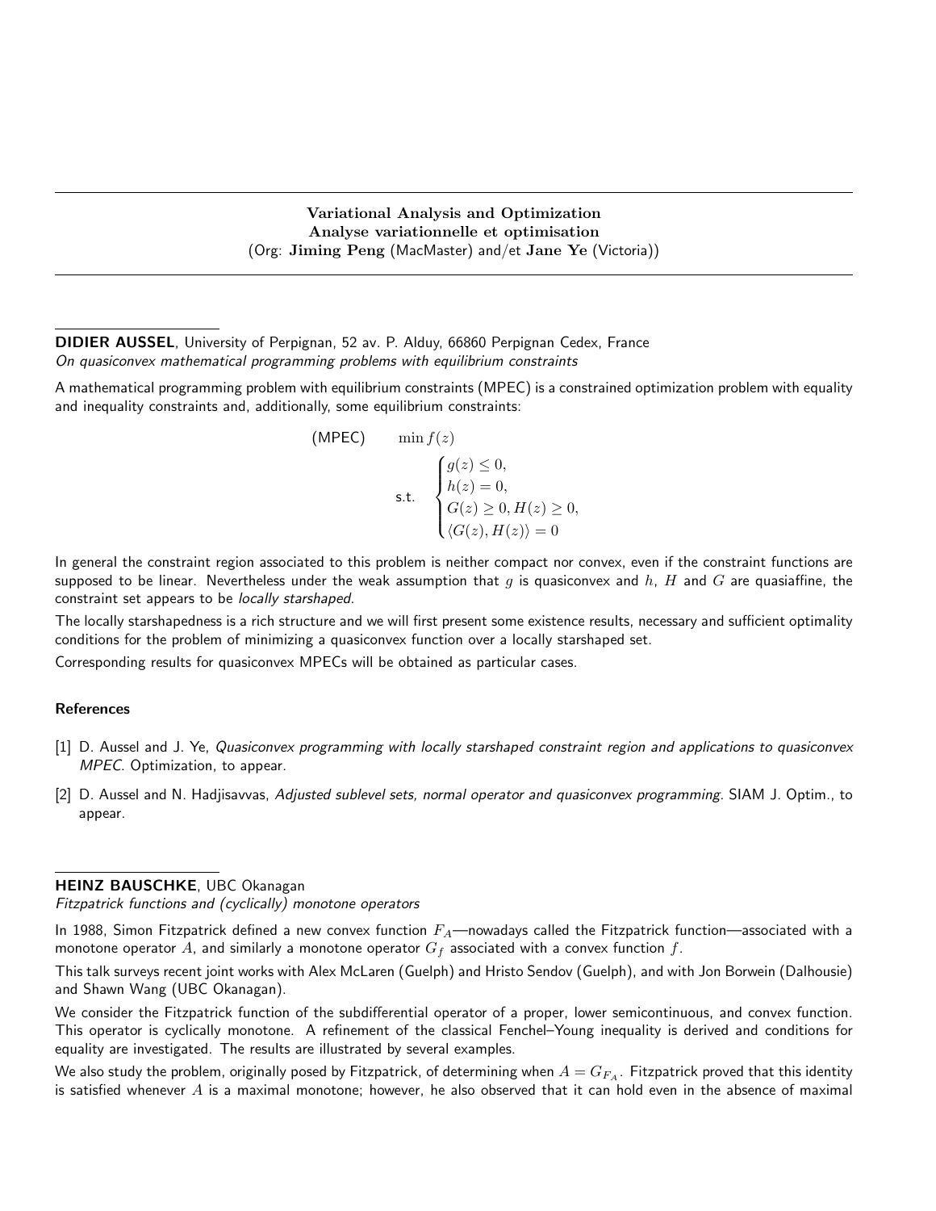# Variational Analysis and Optimization
# Analyse variationnelle et optimisation

(Org: **Jiming Peng** (MacMaster) and/et **Jane Ye** (Victoria))

---

**DIDIER AUSSEL**, University of Perpignan, 52 av. P. Alduy, 66860 Perpignan Cedex, France
*On quasiconvex mathematical programming problems with equilibrium constraints*

A mathematical programming problem with equilibrium constraints (MPEC) is a constrained optimization problem with equality and inequality constraints and, additionally, some equilibrium constraints:

$$
\text{(MPEC)} \qquad \min f(z)
$$

$$
\text{s.t.} \quad \begin{cases} g(z) \leq 0, \\ h(z) = 0, \\ G(z) \geq 0, H(z) \geq 0, \\ \langle G(z), H(z) \rangle = 0 \end{cases}
$$

In general the constraint region associated to this problem is neither compact nor convex, even if the constraint functions are supposed to be linear. Nevertheless under the weak assumption that $g$ is quasiconvex and $h$, $H$ and $G$ are quasiaffine, the constraint set appears to be *locally starshaped*.

The locally starshapedness is a rich structure and we will first present some existence results, necessary and sufficient optimality conditions for the problem of minimizing a quasiconvex function over a locally starshaped set.

Corresponding results for quasiconvex MPECs will be obtained as particular cases.

**References**

[1] D. Aussel and J. Ye, *Quasiconvex programming with locally starshaped constraint region and applications to quasiconvex MPEC*. Optimization, to appear.

[2] D. Aussel and N. Hadjisavvas, *Adjusted sublevel sets, normal operator and quasiconvex programming*. SIAM J. Optim., to appear.

---

**HEINZ BAUSCHKE**, UBC Okanagan
*Fitzpatrick functions and (cyclically) monotone operators*

In 1988, Simon Fitzpatrick defined a new convex function $F_A$—nowadays called the Fitzpatrick function—associated with a monotone operator $A$, and similarly a monotone operator $G_f$ associated with a convex function $f$.

This talk surveys recent joint works with Alex McLaren (Guelph) and Hristo Sendov (Guelph), and with Jon Borwein (Dalhousie) and Shawn Wang (UBC Okanagan).

We consider the Fitzpatrick function of the subdifferential operator of a proper, lower semicontinuous, and convex function. This operator is cyclically monotone. A refinement of the classical Fenchel–Young inequality is derived and conditions for equality are investigated. The results are illustrated by several examples.

We also study the problem, originally posed by Fitzpatrick, of determining when $A = G_{F_A}$. Fitzpatrick proved that this identity is satisfied whenever $A$ is a maximal monotone; however, he also observed that it can hold even in the absence of maximal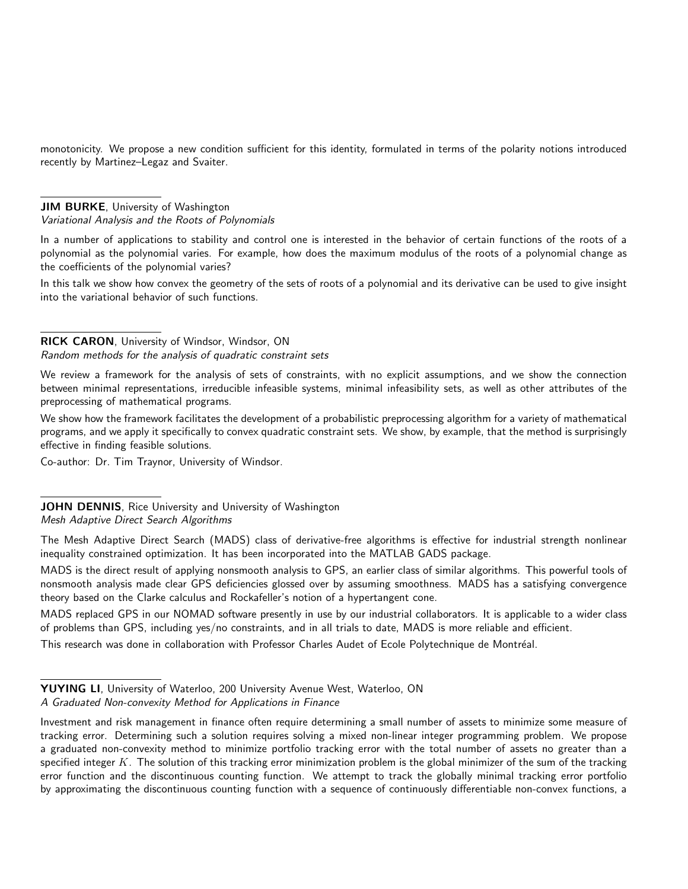monotonicity. We propose a new condition sufficient for this identity, formulated in terms of the polarity notions introduced recently by Martinez–Legaz and Svaiter.

---

**JIM BURKE**, University of Washington
*Variational Analysis and the Roots of Polynomials*

In a number of applications to stability and control one is interested in the behavior of certain functions of the roots of a polynomial as the polynomial varies. For example, how does the maximum modulus of the roots of a polynomial change as the coefficients of the polynomial varies?

In this talk we show how convex the geometry of the sets of roots of a polynomial and its derivative can be used to give insight into the variational behavior of such functions.

---

**RICK CARON**, University of Windsor, Windsor, ON
*Random methods for the analysis of quadratic constraint sets*

We review a framework for the analysis of sets of constraints, with no explicit assumptions, and we show the connection between minimal representations, irreducible infeasible systems, minimal infeasibility sets, as well as other attributes of the preprocessing of mathematical programs.

We show how the framework facilitates the development of a probabilistic preprocessing algorithm for a variety of mathematical programs, and we apply it specifically to convex quadratic constraint sets. We show, by example, that the method is surprisingly effective in finding feasible solutions.

Co-author: Dr. Tim Traynor, University of Windsor.

---

**JOHN DENNIS**, Rice University and University of Washington
*Mesh Adaptive Direct Search Algorithms*

The Mesh Adaptive Direct Search (MADS) class of derivative-free algorithms is effective for industrial strength nonlinear inequality constrained optimization. It has been incorporated into the MATLAB GADS package.

MADS is the direct result of applying nonsmooth analysis to GPS, an earlier class of similar algorithms. This powerful tools of nonsmooth analysis made clear GPS deficiencies glossed over by assuming smoothness. MADS has a satisfying convergence theory based on the Clarke calculus and Rockafeller's notion of a hypertangent cone.

MADS replaced GPS in our NOMAD software presently in use by our industrial collaborators. It is applicable to a wider class of problems than GPS, including yes/no constraints, and in all trials to date, MADS is more reliable and efficient.

This research was done in collaboration with Professor Charles Audet of Ecole Polytechnique de Montréal.

---

**YUYING LI**, University of Waterloo, 200 University Avenue West, Waterloo, ON
*A Graduated Non-convexity Method for Applications in Finance*

Investment and risk management in finance often require determining a small number of assets to minimize some measure of tracking error. Determining such a solution requires solving a mixed non-linear integer programming problem. We propose a graduated non-convexity method to minimize portfolio tracking error with the total number of assets no greater than a specified integer $K$. The solution of this tracking error minimization problem is the global minimizer of the sum of the tracking error function and the discontinuous counting function. We attempt to track the globally minimal tracking error portfolio by approximating the discontinuous counting function with a sequence of continuously differentiable non-convex functions, a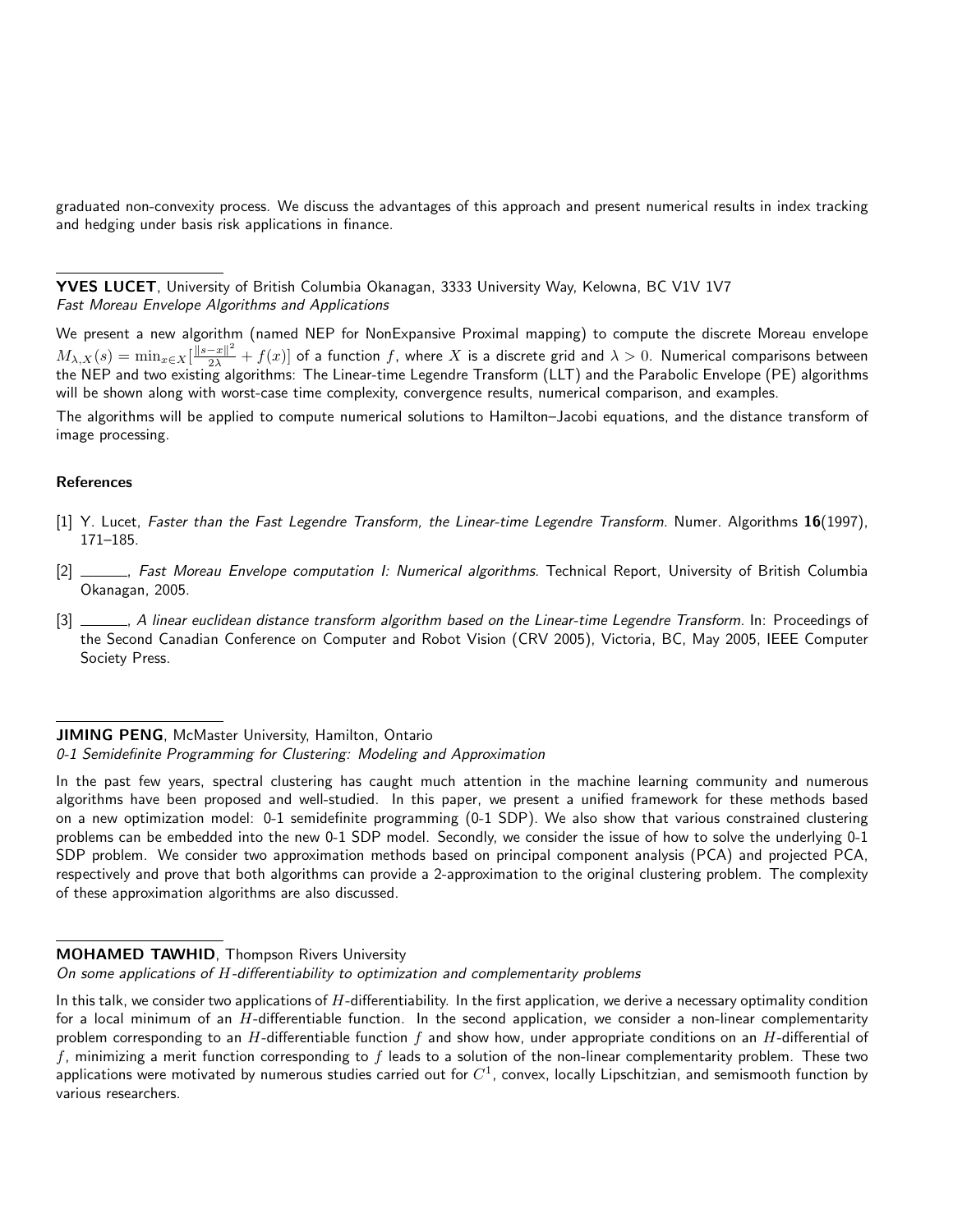graduated non-convexity process. We discuss the advantages of this approach and present numerical results in index tracking and hedging under basis risk applications in finance.

---

**YVES LUCET**, University of British Columbia Okanagan, 3333 University Way, Kelowna, BC V1V 1V7
*Fast Moreau Envelope Algorithms and Applications*

We present a new algorithm (named NEP for NonExpansive Proximal mapping) to compute the discrete Moreau envelope $M_{\lambda,X}(s) = \min_{x \in X}[\frac{\|s-x\|^2}{2\lambda} + f(x)]$ of a function $f$, where $X$ is a discrete grid and $\lambda > 0$. Numerical comparisons between the NEP and two existing algorithms: The Linear-time Legendre Transform (LLT) and the Parabolic Envelope (PE) algorithms will be shown along with worst-case time complexity, convergence results, numerical comparison, and examples.

The algorithms will be applied to compute numerical solutions to Hamilton–Jacobi equations, and the distance transform of image processing.

**References**

[1] Y. Lucet, *Faster than the Fast Legendre Transform, the Linear-time Legendre Transform*. Numer. Algorithms **16**(1997), 171–185.

[2] ______, *Fast Moreau Envelope computation I: Numerical algorithms*. Technical Report, University of British Columbia Okanagan, 2005.

[3] ______, *A linear euclidean distance transform algorithm based on the Linear-time Legendre Transform*. In: Proceedings of the Second Canadian Conference on Computer and Robot Vision (CRV 2005), Victoria, BC, May 2005, IEEE Computer Society Press.

---

**JIMING PENG**, McMaster University, Hamilton, Ontario
*0-1 Semidefinite Programming for Clustering: Modeling and Approximation*

In the past few years, spectral clustering has caught much attention in the machine learning community and numerous algorithms have been proposed and well-studied. In this paper, we present a unified framework for these methods based on a new optimization model: 0-1 semidefinite programming (0-1 SDP). We also show that various constrained clustering problems can be embedded into the new 0-1 SDP model. Secondly, we consider the issue of how to solve the underlying 0-1 SDP problem. We consider two approximation methods based on principal component analysis (PCA) and projected PCA, respectively and prove that both algorithms can provide a 2-approximation to the original clustering problem. The complexity of these approximation algorithms are also discussed.

---

**MOHAMED TAWHID**, Thompson Rivers University
*On some applications of $H$-differentiability to optimization and complementarity problems*

In this talk, we consider two applications of $H$-differentiability. In the first application, we derive a necessary optimality condition for a local minimum of an $H$-differentiable function. In the second application, we consider a non-linear complementarity problem corresponding to an $H$-differentiable function $f$ and show how, under appropriate conditions on an $H$-differential of $f$, minimizing a merit function corresponding to $f$ leads to a solution of the non-linear complementarity problem. These two applications were motivated by numerous studies carried out for $C^1$, convex, locally Lipschitzian, and semismooth function by various researchers.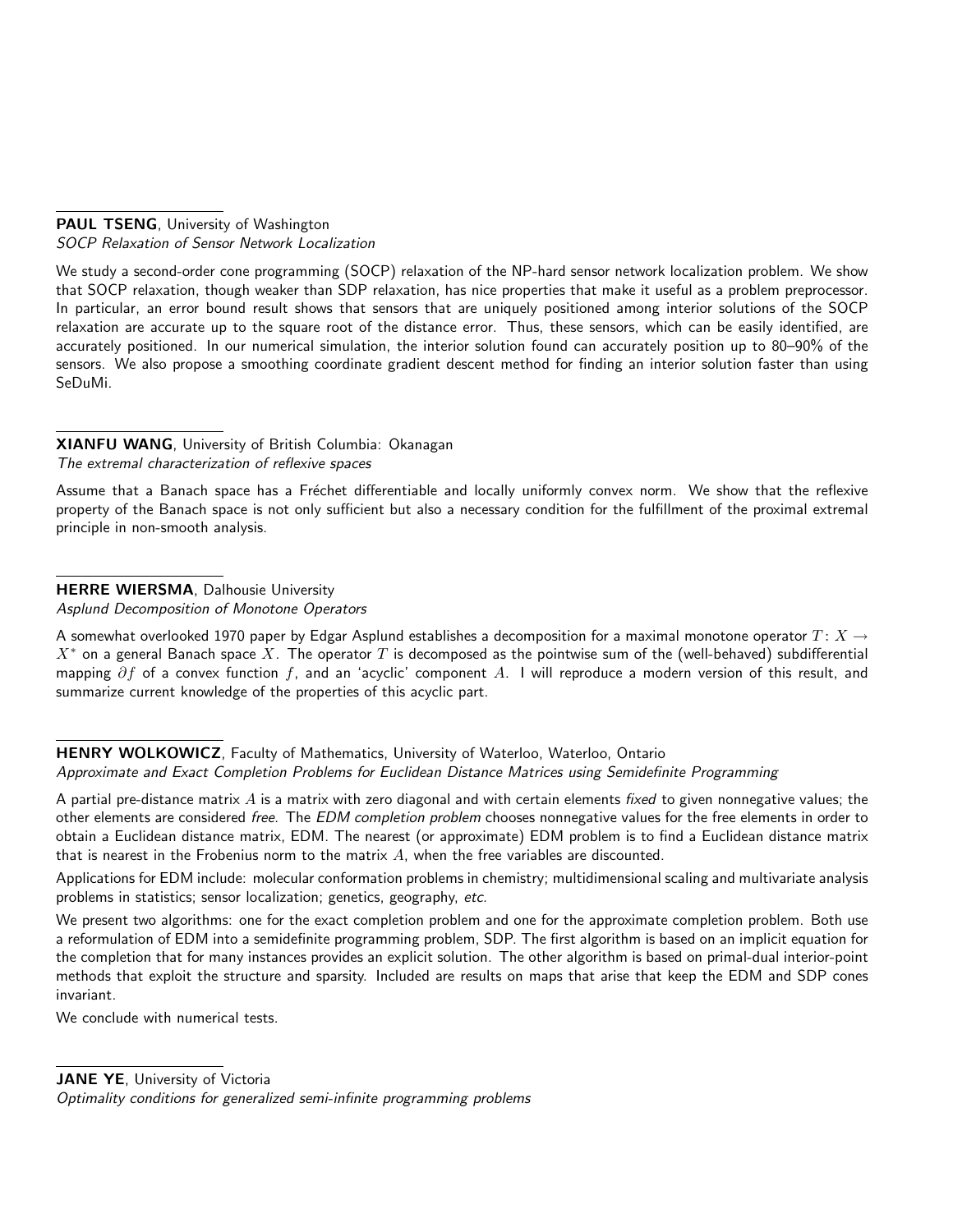**PAUL TSENG**, University of Washington
*SOCP Relaxation of Sensor Network Localization*

We study a second-order cone programming (SOCP) relaxation of the NP-hard sensor network localization problem. We show that SOCP relaxation, though weaker than SDP relaxation, has nice properties that make it useful as a problem preprocessor. In particular, an error bound result shows that sensors that are uniquely positioned among interior solutions of the SOCP relaxation are accurate up to the square root of the distance error. Thus, these sensors, which can be easily identified, are accurately positioned. In our numerical simulation, the interior solution found can accurately position up to 80–90% of the sensors. We also propose a smoothing coordinate gradient descent method for finding an interior solution faster than using SeDuMi.

**XIANFU WANG**, University of British Columbia: Okanagan
*The extremal characterization of reflexive spaces*

Assume that a Banach space has a Fréchet differentiable and locally uniformly convex norm. We show that the reflexive property of the Banach space is not only sufficient but also a necessary condition for the fulfillment of the proximal extremal principle in non-smooth analysis.

**HERRE WIERSMA**, Dalhousie University
*Asplund Decomposition of Monotone Operators*

A somewhat overlooked 1970 paper by Edgar Asplund establishes a decomposition for a maximal monotone operator $T\colon X \to X^*$ on a general Banach space $X$. The operator $T$ is decomposed as the pointwise sum of the (well-behaved) subdifferential mapping $\partial f$ of a convex function $f$, and an 'acyclic' component $A$. I will reproduce a modern version of this result, and summarize current knowledge of the properties of this acyclic part.

**HENRY WOLKOWICZ**, Faculty of Mathematics, University of Waterloo, Waterloo, Ontario
*Approximate and Exact Completion Problems for Euclidean Distance Matrices using Semidefinite Programming*

A partial pre-distance matrix $A$ is a matrix with zero diagonal and with certain elements *fixed* to given nonnegative values; the other elements are considered *free*. The *EDM completion problem* chooses nonnegative values for the free elements in order to obtain a Euclidean distance matrix, EDM. The nearest (or approximate) EDM problem is to find a Euclidean distance matrix that is nearest in the Frobenius norm to the matrix $A$, when the free variables are discounted.

Applications for EDM include: molecular conformation problems in chemistry; multidimensional scaling and multivariate analysis problems in statistics; sensor localization; genetics, geography, *etc.*

We present two algorithms: one for the exact completion problem and one for the approximate completion problem. Both use a reformulation of EDM into a semidefinite programming problem, SDP. The first algorithm is based on an implicit equation for the completion that for many instances provides an explicit solution. The other algorithm is based on primal-dual interior-point methods that exploit the structure and sparsity. Included are results on maps that arise that keep the EDM and SDP cones invariant.

We conclude with numerical tests.

**JANE YE**, University of Victoria
*Optimality conditions for generalized semi-infinite programming problems*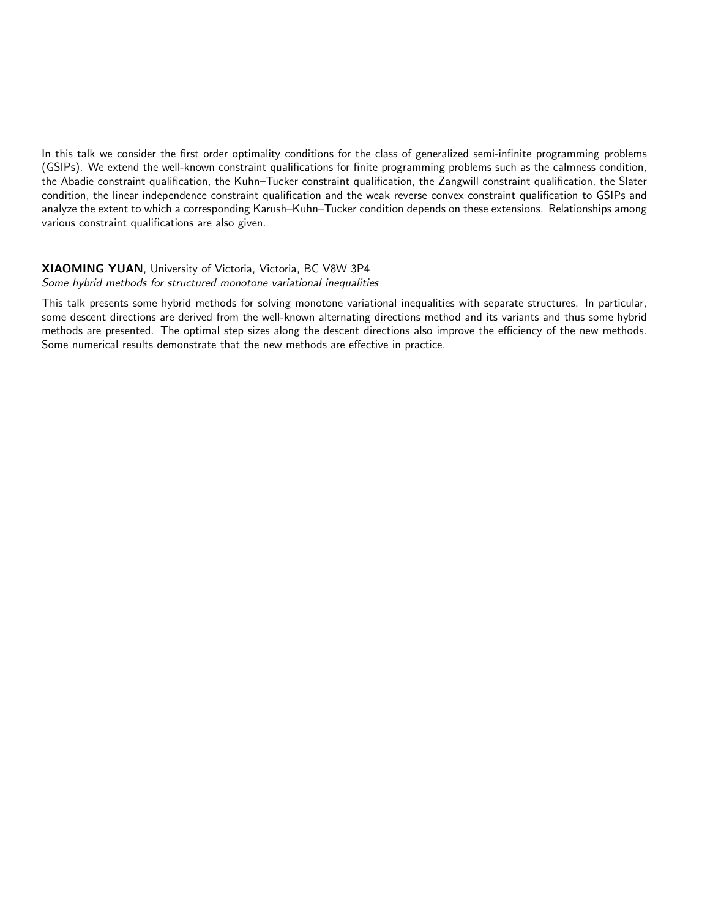In this talk we consider the first order optimality conditions for the class of generalized semi-infinite programming problems (GSIPs). We extend the well-known constraint qualifications for finite programming problems such as the calmness condition, the Abadie constraint qualification, the Kuhn–Tucker constraint qualification, the Zangwill constraint qualification, the Slater condition, the linear independence constraint qualification and the weak reverse convex constraint qualification to GSIPs and analyze the extent to which a corresponding Karush–Kuhn–Tucker condition depends on these extensions. Relationships among various constraint qualifications are also given.

---

**XIAOMING YUAN**, University of Victoria, Victoria, BC V8W 3P4
*Some hybrid methods for structured monotone variational inequalities*

This talk presents some hybrid methods for solving monotone variational inequalities with separate structures. In particular, some descent directions are derived from the well-known alternating directions method and its variants and thus some hybrid methods are presented. The optimal step sizes along the descent directions also improve the efficiency of the new methods. Some numerical results demonstrate that the new methods are effective in practice.